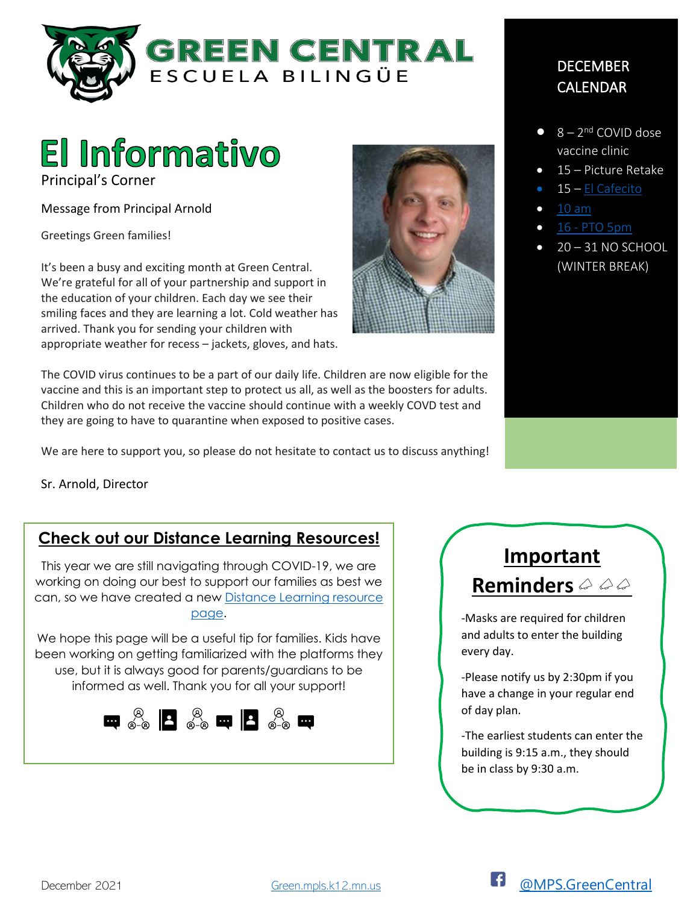# GREEN CENTRAL
ESCUELA BILINGÜE

# El Informativo

## Principal's Corner

Message from Principal Arnold

Greetings Green families!

It's been a busy and exciting month at Green Central. We're grateful for all of your partnership and support in the education of your children. Each day we see their smiling faces and they are learning a lot. Cold weather has arrived. Thank you for sending your children with appropriate weather for recess – jackets, gloves, and hats.

The COVID virus continues to be a part of our daily life. Children are now eligible for the vaccine and this is an important step to protect us all, as well as the boosters for adults. Children who do not receive the vaccine should continue with a weekly COVD test and they are going to have to quarantine when exposed to positive cases.

We are here to support you, so please do not hesitate to contact us to discuss anything!

Sr. Arnold, Director

## DECEMBER CALENDAR

- 8 – 2nd COVID dose vaccine clinic
- 15 – Picture Retake
- 15 – El Cafecito
- 10 am
- 16 - PTO 5pm
- 20 – 31 NO SCHOOL (WINTER BREAK)

## Check out our Distance Learning Resources!

This year we are still navigating through COVID-19, we are working on doing our best to support our families as best we can, so we have created a new Distance Learning resource page.

We hope this page will be a useful tip for families. Kids have been working on getting familiarized with the platforms they use, but it is always good for parents/guardians to be informed as well. Thank you for all your support!

## Important Reminders

-Masks are required for children and adults to enter the building every day.

-Please notify us by 2:30pm if you have a change in your regular end of day plan.

-The earliest students can enter the building is 9:15 a.m., they should be in class by 9:30 a.m.

December 2021 Green.mpls.k12.mn.us @MPS.GreenCentral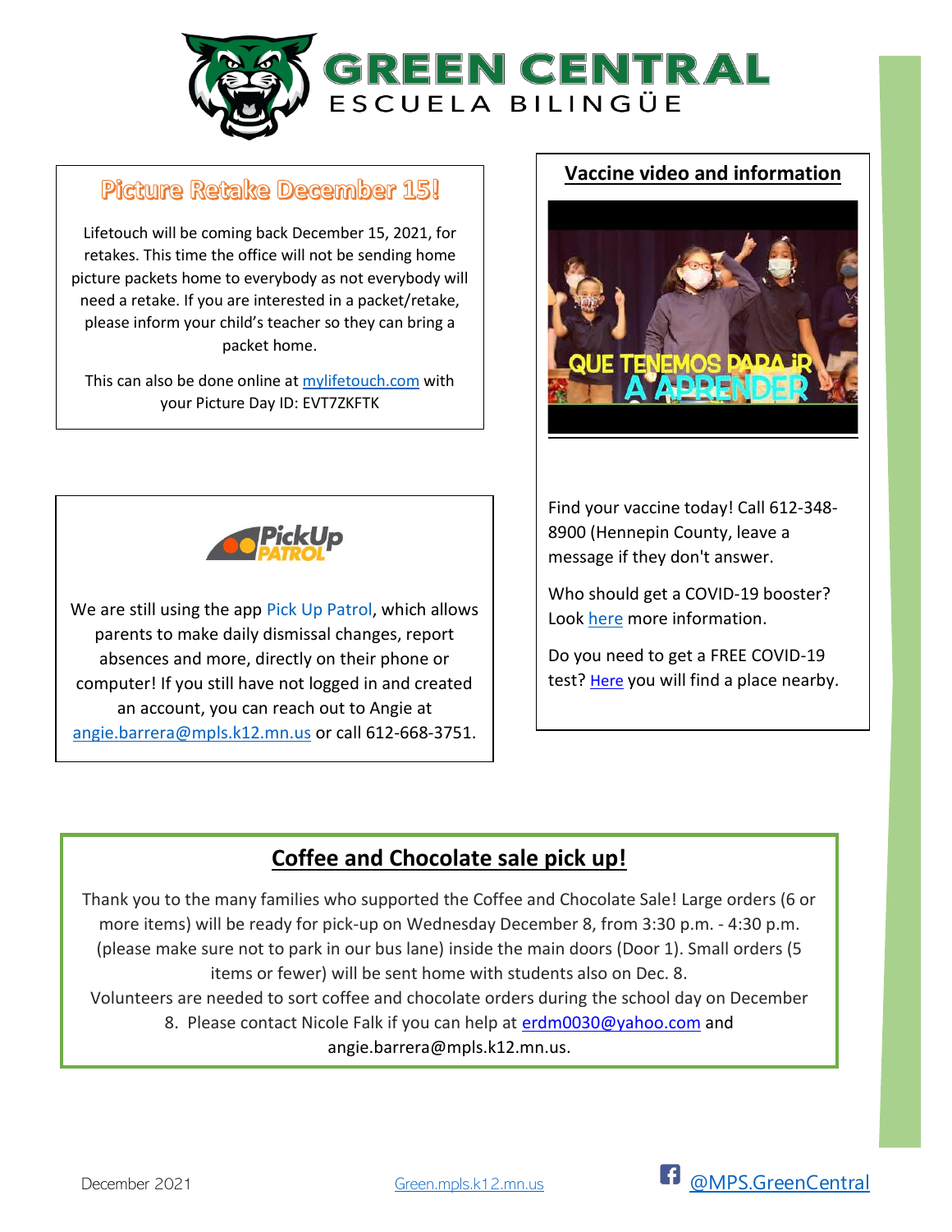# GREEN CENTRAL
ESCUELA BILINGÜE

## Picture Retake December 15!

Lifetouch will be coming back December 15, 2021, for retakes. This time the office will not be sending home picture packets home to everybody as not everybody will need a retake. If you are interested in a packet/retake, please inform your child's teacher so they can bring a packet home.

This can also be done online at mylifetouch.com with your Picture Day ID: EVT7ZKFTK

## PickUp PATROL

We are still using the app Pick Up Patrol, which allows parents to make daily dismissal changes, report absences and more, directly on their phone or computer! If you still have not logged in and created an account, you can reach out to Angie at angie.barrera@mpls.k12.mn.us or call 612-668-3751.

## Vaccine video and information

QUE TENEMOS PARA iR A APRENDER

Find your vaccine today! Call 612-348-8900 (Hennepin County, leave a message if they don't answer.

Who should get a COVID-19 booster? Look here more information.

Do you need to get a FREE COVID-19 test? Here you will find a place nearby.

## Coffee and Chocolate sale pick up!

Thank you to the many families who supported the Coffee and Chocolate Sale! Large orders (6 or more items) will be ready for pick-up on Wednesday December 8, from 3:30 p.m. - 4:30 p.m. (please make sure not to park in our bus lane) inside the main doors (Door 1). Small orders (5 items or fewer) will be sent home with students also on Dec. 8.
Volunteers are needed to sort coffee and chocolate orders during the school day on December 8. Please contact Nicole Falk if you can help at erdm0030@yahoo.com and angie.barrera@mpls.k12.mn.us.

December 2021 | Green.mpls.k12.mn.us | @MPS.GreenCentral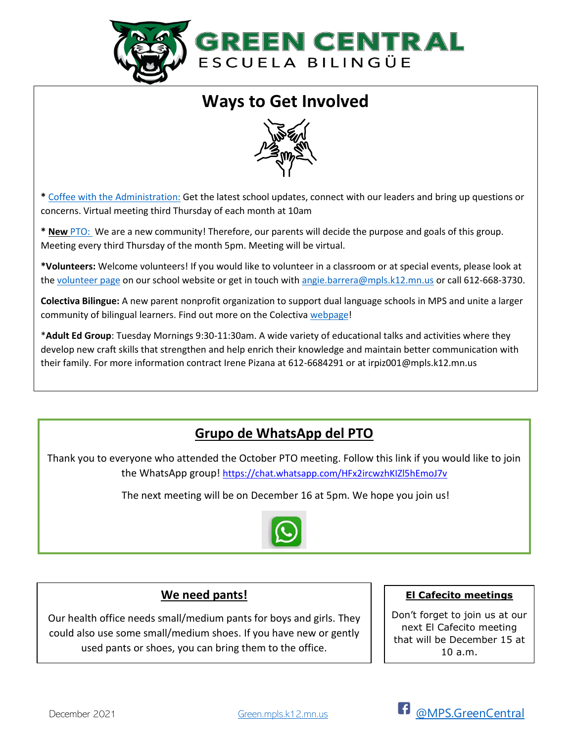# GREEN CENTRAL

ESCUELA BILINGÜE

## Ways to Get Involved

* Coffee with the Administration: Get the latest school updates, connect with our leaders and bring up questions or concerns. Virtual meeting third Thursday of each month at 10am

* **New** PTO: We are a new community! Therefore, our parents will decide the purpose and goals of this group. Meeting every third Thursday of the month 5pm. Meeting will be virtual.

***Volunteers:** Welcome volunteers! If you would like to volunteer in a classroom or at special events, please look at the volunteer page on our school website or get in touch with angie.barrera@mpls.k12.mn.us or call 612-668-3730.

**Colectiva Bilingue:** A new parent nonprofit organization to support dual language schools in MPS and unite a larger community of bilingual learners. Find out more on the Colectiva webpage!

***Adult Ed Group**: Tuesday Mornings 9:30-11:30am. A wide variety of educational talks and activities where they develop new craft skills that strengthen and help enrich their knowledge and maintain better communication with their family. For more information contract Irene Pizana at 612-6684291 or at irpiz001@mpls.k12.mn.us

## Grupo de WhatsApp del PTO

Thank you to everyone who attended the October PTO meeting. Follow this link if you would like to join the WhatsApp group! https://chat.whatsapp.com/HFx2ircwzhKIZl5hEmoJ7v

The next meeting will be on December 16 at 5pm. We hope you join us!

## We need pants!

Our health office needs small/medium pants for boys and girls. They could also use some small/medium shoes. If you have new or gently used pants or shoes, you can bring them to the office.

## El Cafecito meetings

Don't forget to join us at our next El Cafecito meeting that will be December 15 at 10 a.m.

December 2021 Green.mpls.k12.mn.us @MPS.GreenCentral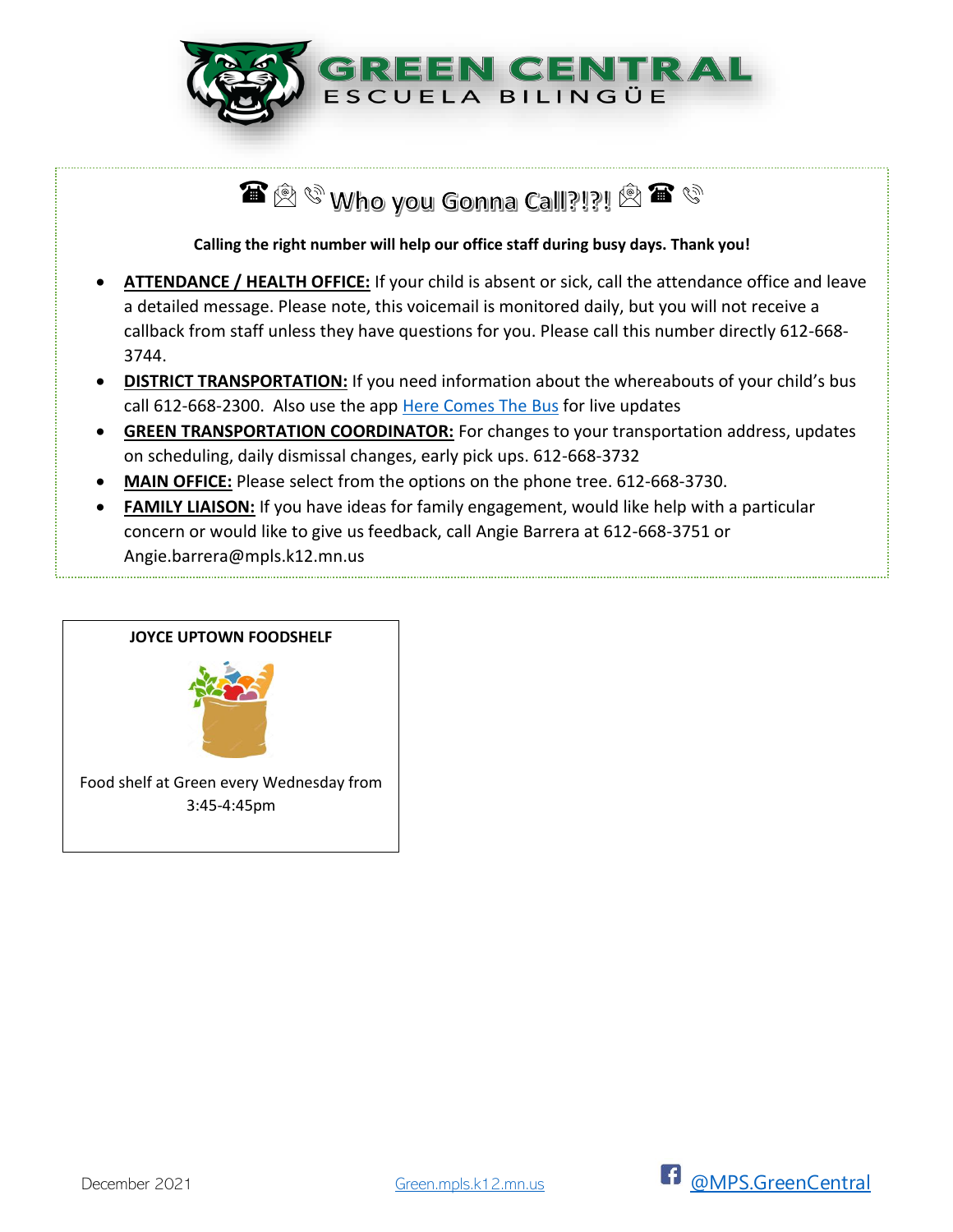# GREEN CENTRAL
ESCUELA BILINGÜE

## ☎ 🖂 ✆ Who you Gonna Call?!?! 🖂 ☎ ✆

**Calling the right number will help our office staff during busy days. Thank you!**

- **ATTENDANCE / HEALTH OFFICE:** If your child is absent or sick, call the attendance office and leave a detailed message. Please note, this voicemail is monitored daily, but you will not receive a callback from staff unless they have questions for you. Please call this number directly 612-668-3744.
- **DISTRICT TRANSPORTATION:** If you need information about the whereabouts of your child's bus call 612-668-2300. Also use the app Here Comes The Bus for live updates
- **GREEN TRANSPORTATION COORDINATOR:** For changes to your transportation address, updates on scheduling, daily dismissal changes, early pick ups. 612-668-3732
- **MAIN OFFICE:** Please select from the options on the phone tree. 612-668-3730.
- **FAMILY LIAISON:** If you have ideas for family engagement, would like help with a particular concern or would like to give us feedback, call Angie Barrera at 612-668-3751 or Angie.barrera@mpls.k12.mn.us

**JOYCE UPTOWN FOODSHELF**

Food shelf at Green every Wednesday from 3:45-4:45pm

December 2021 Green.mpls.k12.mn.us @MPS.GreenCentral